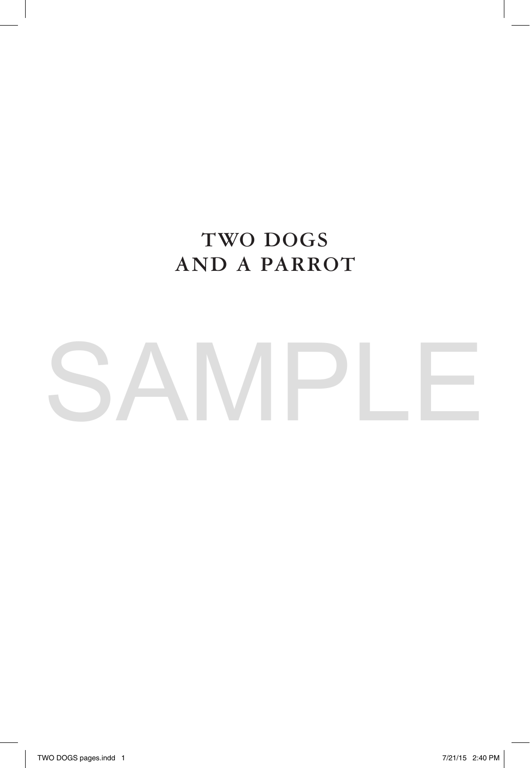# TWO DOGS AND A PARROT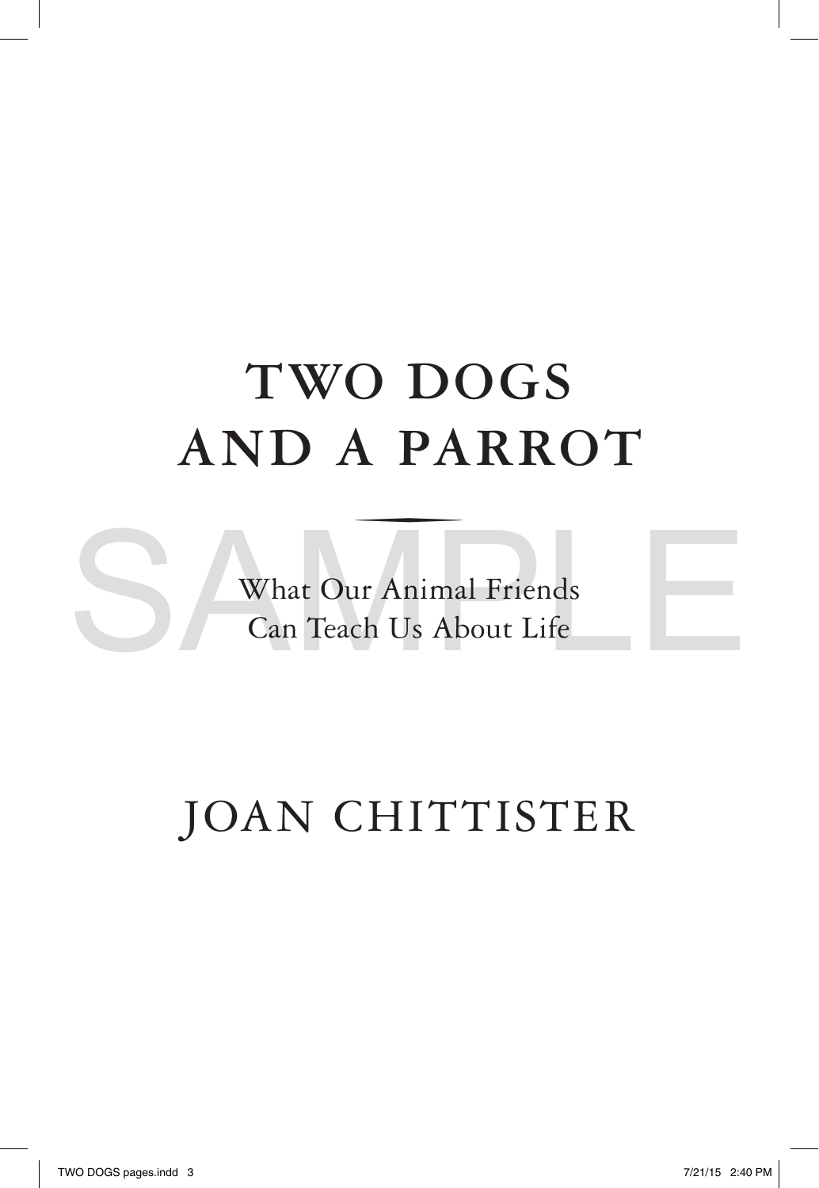# TWO DOGS AND A PARROT

What Our Animal Friends
Can Teach Us About Life

JOAN CHITTISTER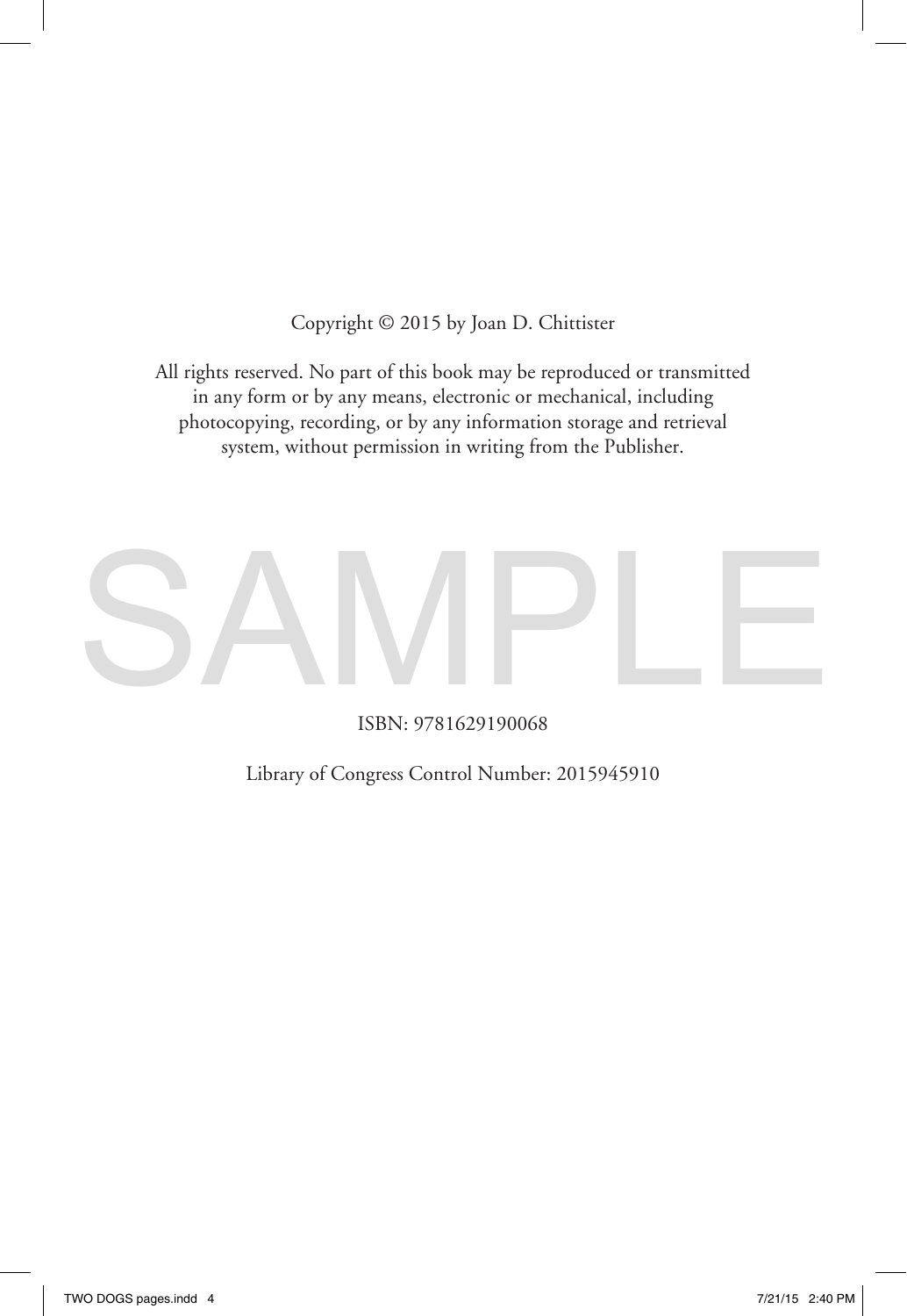Copyright © 2015 by Joan D. Chittister

All rights reserved. No part of this book may be reproduced or transmitted in any form or by any means, electronic or mechanical, including photocopying, recording, or by any information storage and retrieval system, without permission in writing from the Publisher.

ISBN: 9781629190068

Library of Congress Control Number: 2015945910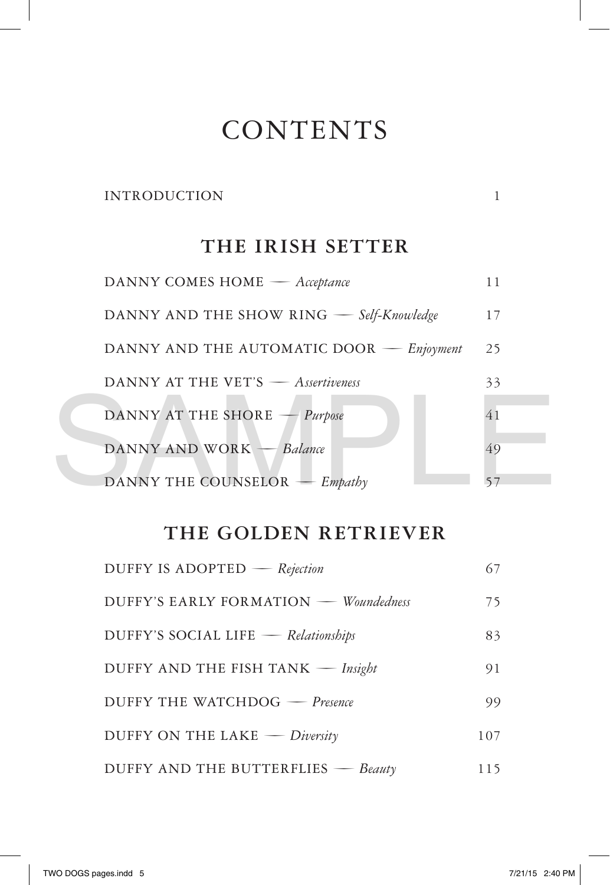# CONTENTS

INTRODUCTION 1

## THE IRISH SETTER

DANNY COMES HOME — *Acceptance* 11

DANNY AND THE SHOW RING — *Self-Knowledge* 17

DANNY AND THE AUTOMATIC DOOR — *Enjoyment* 25

DANNY AT THE VET'S — *Assertiveness* 33

DANNY AT THE SHORE — *Purpose* 41

DANNY AND WORK — *Balance* 49

DANNY THE COUNSELOR — *Empathy* 57

## THE GOLDEN RETRIEVER

DUFFY IS ADOPTED — *Rejection* 67

DUFFY'S EARLY FORMATION — *Woundedness* 75

DUFFY'S SOCIAL LIFE — *Relationships* 83

DUFFY AND THE FISH TANK — *Insight* 91

DUFFY THE WATCHDOG — *Presence* 99

DUFFY ON THE LAKE — *Diversity* 107

DUFFY AND THE BUTTERFLIES — *Beauty* 115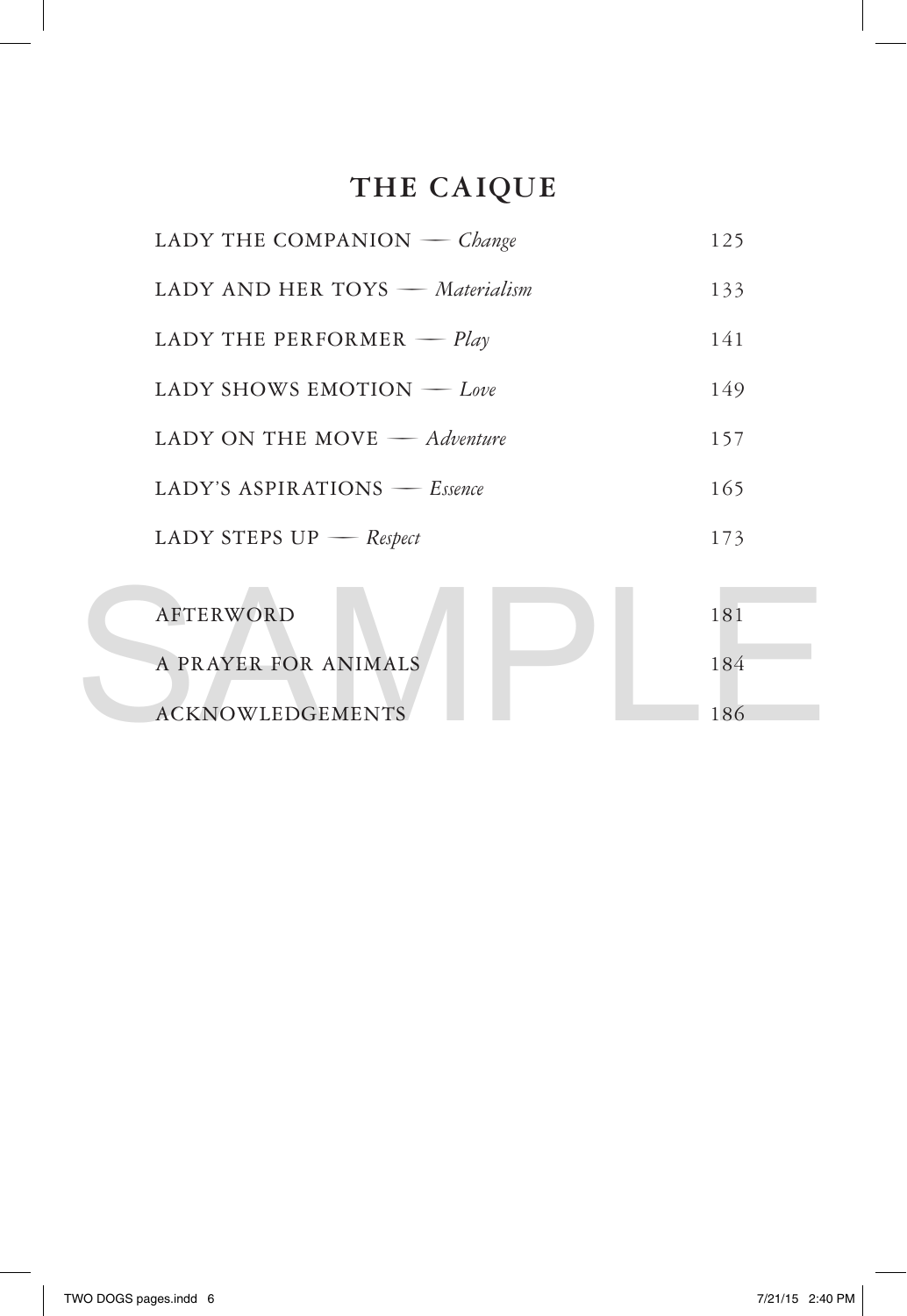## THE CAIQUE

LADY THE COMPANION — *Change* 125

LADY AND HER TOYS — *Materialism* 133

LADY THE PERFORMER — *Play* 141

LADY SHOWS EMOTION — *Love* 149

LADY ON THE MOVE — *Adventure* 157

LADY'S ASPIRATIONS — *Essence* 165

LADY STEPS UP — *Respect* 173

AFTERWORD 181

A PRAYER FOR ANIMALS 184

ACKNOWLEDGEMENTS 186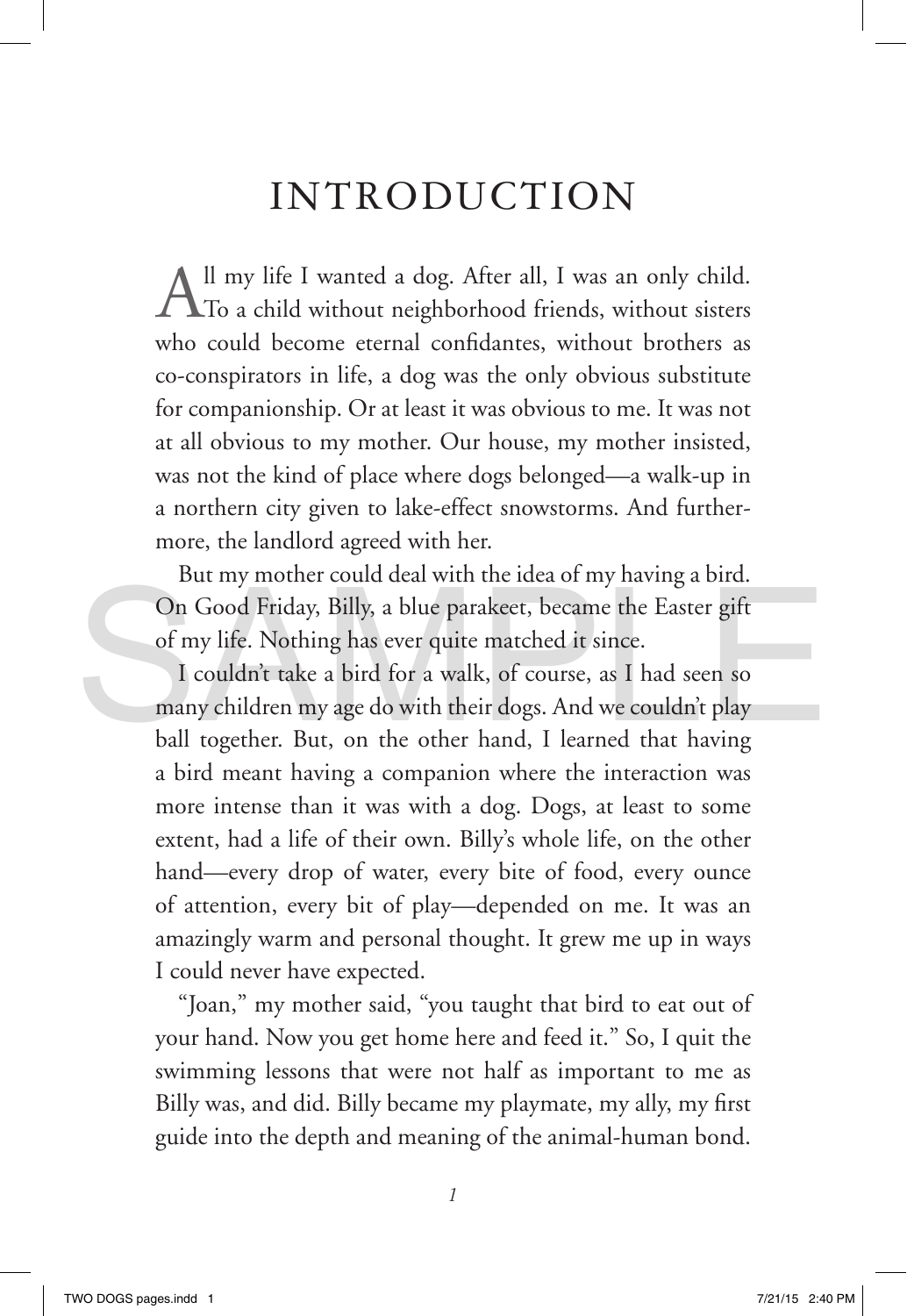# INTRODUCTION

All my life I wanted a dog. After all, I was an only child. To a child without neighborhood friends, without sisters who could become eternal confidantes, without brothers as co-conspirators in life, a dog was the only obvious substitute for companionship. Or at least it was obvious to me. It was not at all obvious to my mother. Our house, my mother insisted, was not the kind of place where dogs belonged—a walk-up in a northern city given to lake-effect snowstorms. And furthermore, the landlord agreed with her.

But my mother could deal with the idea of my having a bird. On Good Friday, Billy, a blue parakeet, became the Easter gift of my life. Nothing has ever quite matched it since.

I couldn't take a bird for a walk, of course, as I had seen so many children my age do with their dogs. And we couldn't play ball together. But, on the other hand, I learned that having a bird meant having a companion where the interaction was more intense than it was with a dog. Dogs, at least to some extent, had a life of their own. Billy's whole life, on the other hand—every drop of water, every bite of food, every ounce of attention, every bit of play—depended on me. It was an amazingly warm and personal thought. It grew me up in ways I could never have expected.

"Joan," my mother said, "you taught that bird to eat out of your hand. Now you get home here and feed it." So, I quit the swimming lessons that were not half as important to me as Billy was, and did. Billy became my playmate, my ally, my first guide into the depth and meaning of the animal-human bond.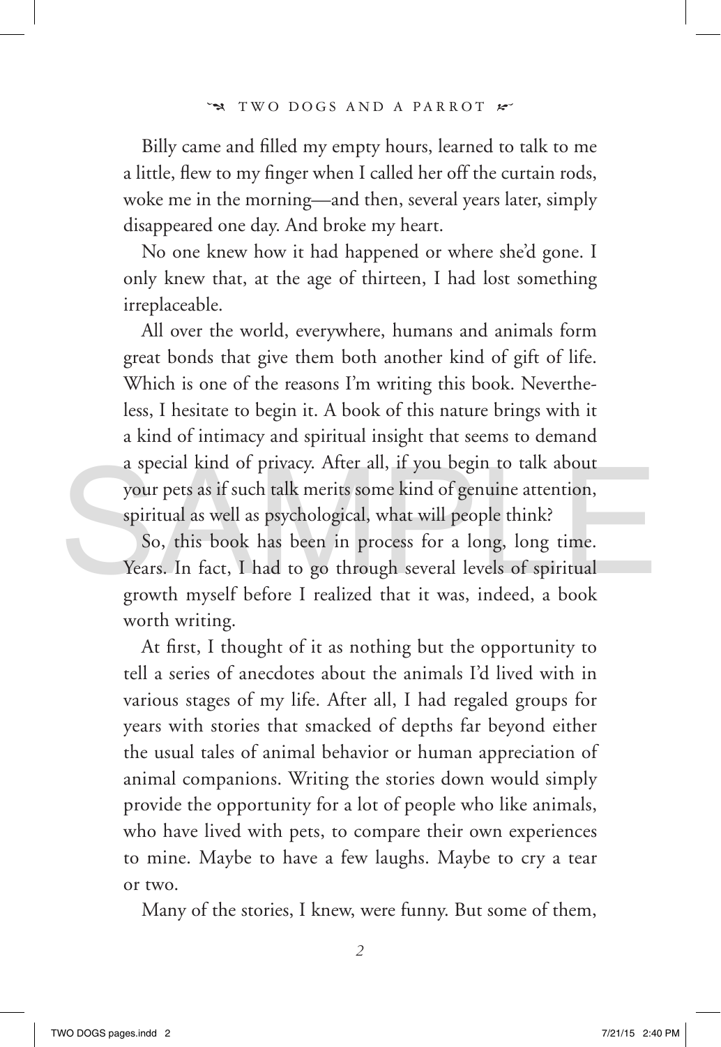Billy came and filled my empty hours, learned to talk to me a little, flew to my finger when I called her off the curtain rods, woke me in the morning—and then, several years later, simply disappeared one day. And broke my heart.

No one knew how it had happened or where she'd gone. I only knew that, at the age of thirteen, I had lost something irreplaceable.

All over the world, everywhere, humans and animals form great bonds that give them both another kind of gift of life. Which is one of the reasons I'm writing this book. Nevertheless, I hesitate to begin it. A book of this nature brings with it a kind of intimacy and spiritual insight that seems to demand a special kind of privacy. After all, if you begin to talk about your pets as if such talk merits some kind of genuine attention, spiritual as well as psychological, what will people think?

So, this book has been in process for a long, long time. Years. In fact, I had to go through several levels of spiritual growth myself before I realized that it was, indeed, a book worth writing.

At first, I thought of it as nothing but the opportunity to tell a series of anecdotes about the animals I'd lived with in various stages of my life. After all, I had regaled groups for years with stories that smacked of depths far beyond either the usual tales of animal behavior or human appreciation of animal companions. Writing the stories down would simply provide the opportunity for a lot of people who like animals, who have lived with pets, to compare their own experiences to mine. Maybe to have a few laughs. Maybe to cry a tear or two.

Many of the stories, I knew, were funny. But some of them,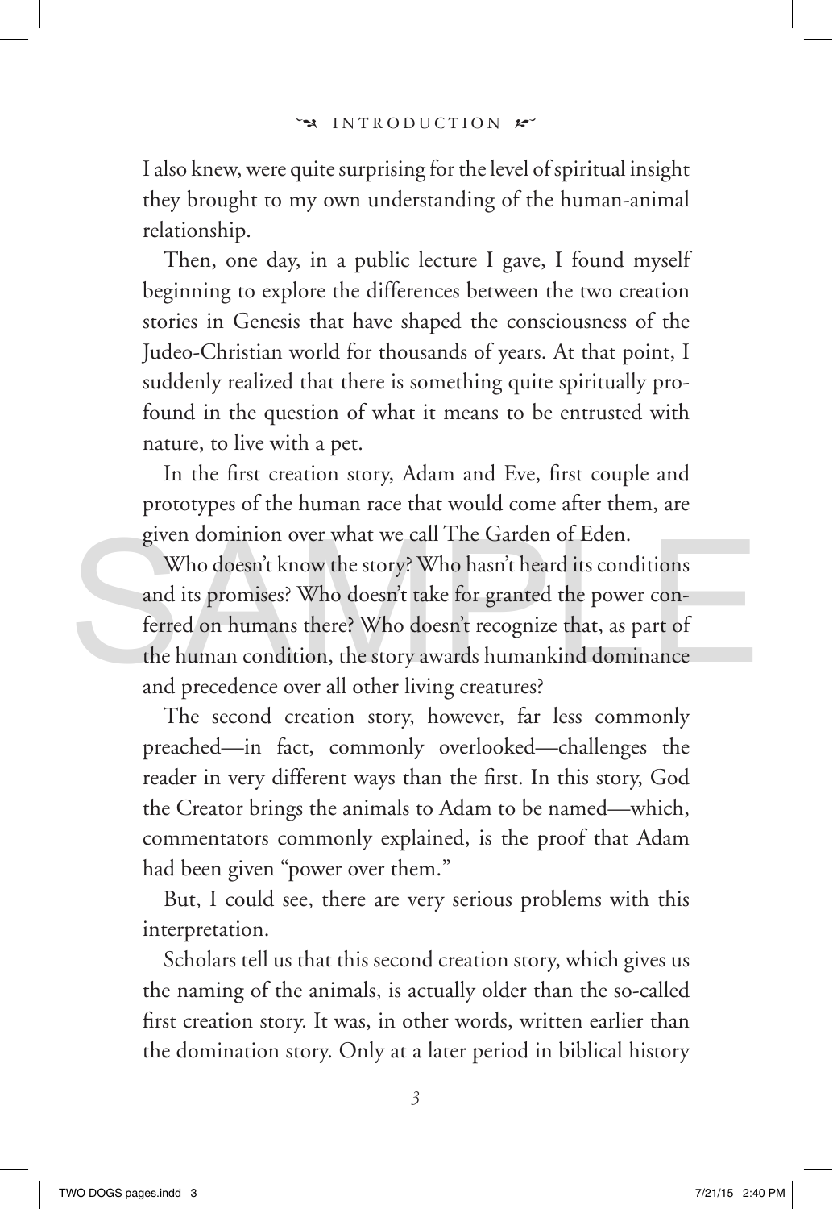I also knew, were quite surprising for the level of spiritual insight they brought to my own understanding of the human-animal relationship.

Then, one day, in a public lecture I gave, I found myself beginning to explore the differences between the two creation stories in Genesis that have shaped the consciousness of the Judeo-Christian world for thousands of years. At that point, I suddenly realized that there is something quite spiritually profound in the question of what it means to be entrusted with nature, to live with a pet.

In the first creation story, Adam and Eve, first couple and prototypes of the human race that would come after them, are given dominion over what we call The Garden of Eden.

Who doesn't know the story? Who hasn't heard its conditions and its promises? Who doesn't take for granted the power conferred on humans there? Who doesn't recognize that, as part of the human condition, the story awards humankind dominance and precedence over all other living creatures?

The second creation story, however, far less commonly preached—in fact, commonly overlooked—challenges the reader in very different ways than the first. In this story, God the Creator brings the animals to Adam to be named—which, commentators commonly explained, is the proof that Adam had been given "power over them."

But, I could see, there are very serious problems with this interpretation.

Scholars tell us that this second creation story, which gives us the naming of the animals, is actually older than the so-called first creation story. It was, in other words, written earlier than the domination story. Only at a later period in biblical history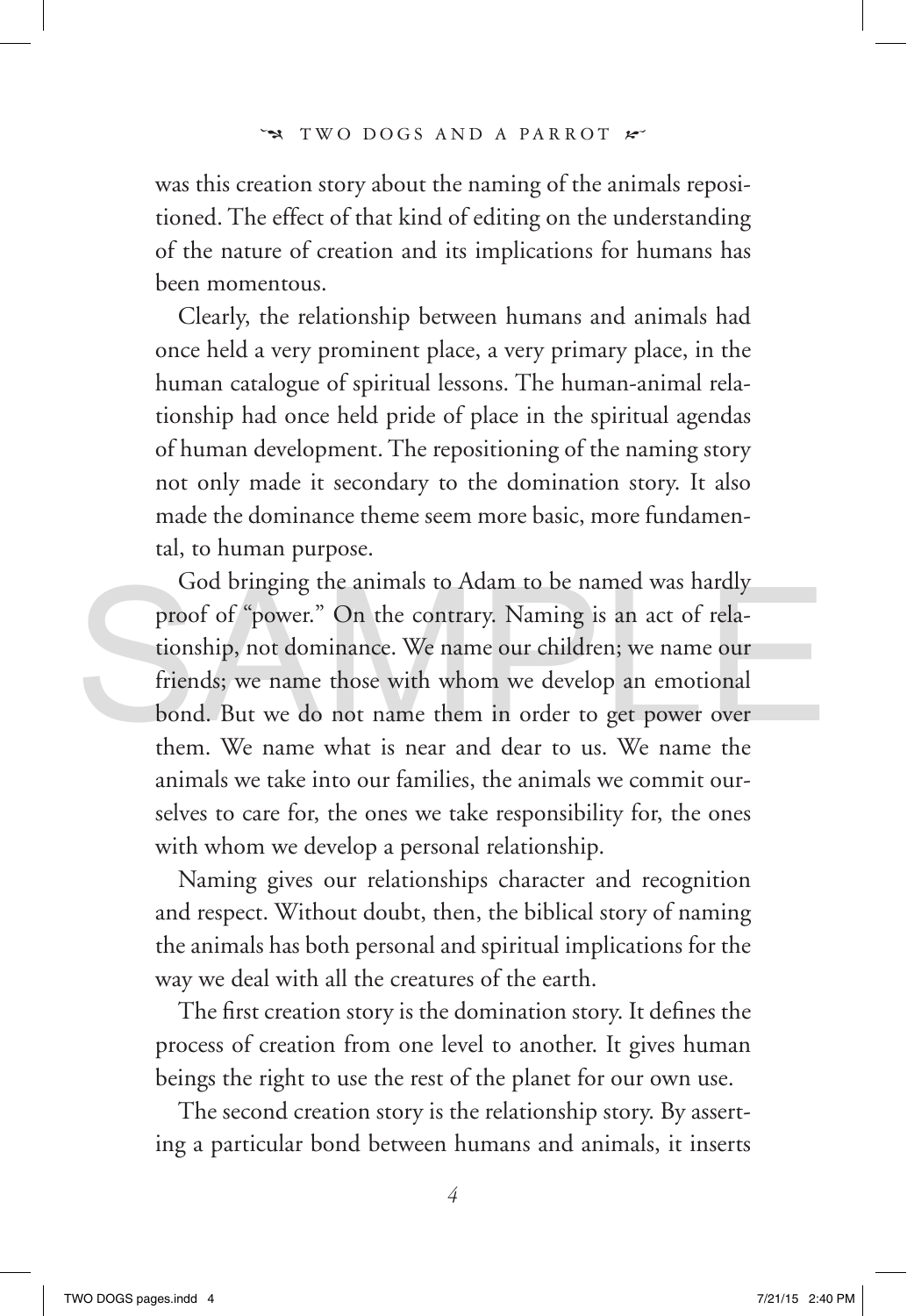was this creation story about the naming of the animals repositioned. The effect of that kind of editing on the understanding of the nature of creation and its implications for humans has been momentous.

Clearly, the relationship between humans and animals had once held a very prominent place, a very primary place, in the human catalogue of spiritual lessons. The human-animal relationship had once held pride of place in the spiritual agendas of human development. The repositioning of the naming story not only made it secondary to the domination story. It also made the dominance theme seem more basic, more fundamental, to human purpose.

God bringing the animals to Adam to be named was hardly proof of "power." On the contrary. Naming is an act of relationship, not dominance. We name our children; we name our friends; we name those with whom we develop an emotional bond. But we do not name them in order to get power over them. We name what is near and dear to us. We name the animals we take into our families, the animals we commit ourselves to care for, the ones we take responsibility for, the ones with whom we develop a personal relationship.

Naming gives our relationships character and recognition and respect. Without doubt, then, the biblical story of naming the animals has both personal and spiritual implications for the way we deal with all the creatures of the earth.

The first creation story is the domination story. It defines the process of creation from one level to another. It gives human beings the right to use the rest of the planet for our own use.

The second creation story is the relationship story. By asserting a particular bond between humans and animals, it inserts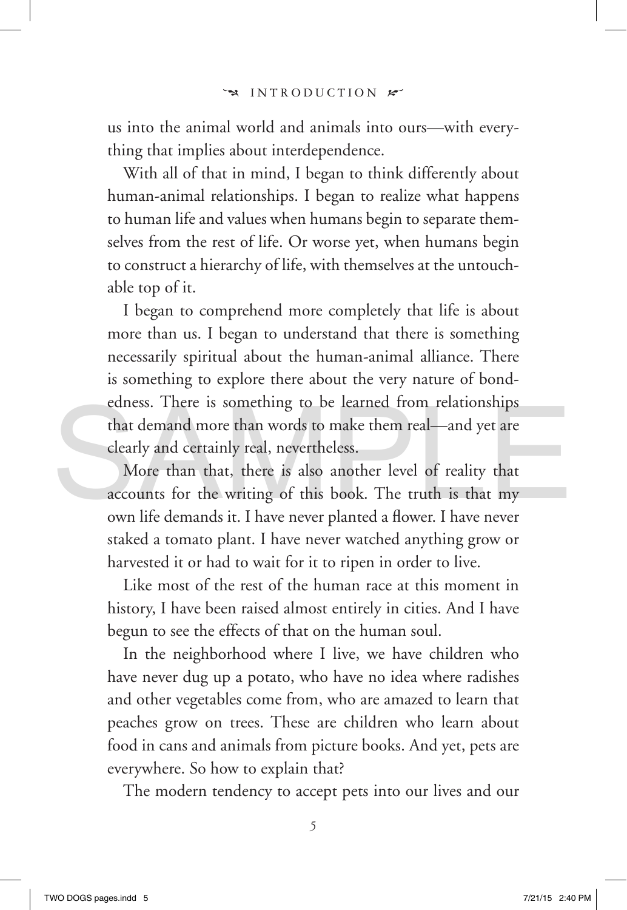us into the animal world and animals into ours—with everything that implies about interdependence.

With all of that in mind, I began to think differently about human-animal relationships. I began to realize what happens to human life and values when humans begin to separate themselves from the rest of life. Or worse yet, when humans begin to construct a hierarchy of life, with themselves at the untouchable top of it.

I began to comprehend more completely that life is about more than us. I began to understand that there is something necessarily spiritual about the human-animal alliance. There is something to explore there about the very nature of bondedness. There is something to be learned from relationships that demand more than words to make them real—and yet are clearly and certainly real, nevertheless.

More than that, there is also another level of reality that accounts for the writing of this book. The truth is that my own life demands it. I have never planted a flower. I have never staked a tomato plant. I have never watched anything grow or harvested it or had to wait for it to ripen in order to live.

Like most of the rest of the human race at this moment in history, I have been raised almost entirely in cities. And I have begun to see the effects of that on the human soul.

In the neighborhood where I live, we have children who have never dug up a potato, who have no idea where radishes and other vegetables come from, who are amazed to learn that peaches grow on trees. These are children who learn about food in cans and animals from picture books. And yet, pets are everywhere. So how to explain that?

The modern tendency to accept pets into our lives and our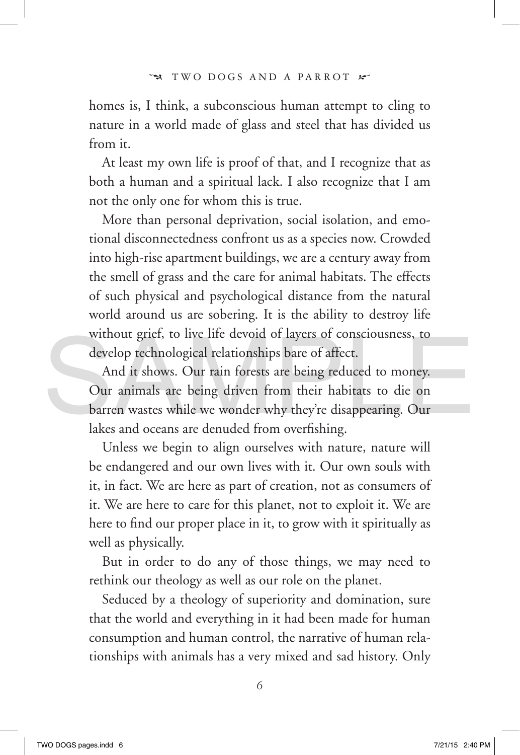homes is, I think, a subconscious human attempt to cling to nature in a world made of glass and steel that has divided us from it.

At least my own life is proof of that, and I recognize that as both a human and a spiritual lack. I also recognize that I am not the only one for whom this is true.

More than personal deprivation, social isolation, and emotional disconnectedness confront us as a species now. Crowded into high-rise apartment buildings, we are a century away from the smell of grass and the care for animal habitats. The effects of such physical and psychological distance from the natural world around us are sobering. It is the ability to destroy life without grief, to live life devoid of layers of consciousness, to develop technological relationships bare of affect.

And it shows. Our rain forests are being reduced to money. Our animals are being driven from their habitats to die on barren wastes while we wonder why they're disappearing. Our lakes and oceans are denuded from overfishing.

Unless we begin to align ourselves with nature, nature will be endangered and our own lives with it. Our own souls with it, in fact. We are here as part of creation, not as consumers of it. We are here to care for this planet, not to exploit it. We are here to find our proper place in it, to grow with it spiritually as well as physically.

But in order to do any of those things, we may need to rethink our theology as well as our role on the planet.

Seduced by a theology of superiority and domination, sure that the world and everything in it had been made for human consumption and human control, the narrative of human relationships with animals has a very mixed and sad history. Only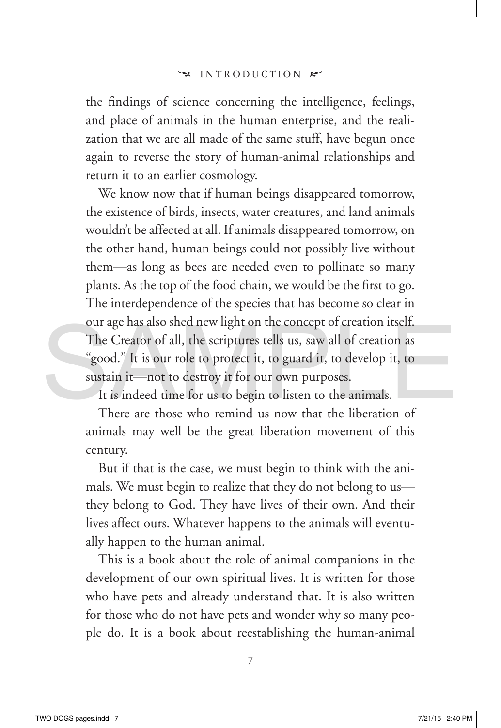the findings of science concerning the intelligence, feelings, and place of animals in the human enterprise, and the realization that we are all made of the same stuff, have begun once again to reverse the story of human-animal relationships and return it to an earlier cosmology.

We know now that if human beings disappeared tomorrow, the existence of birds, insects, water creatures, and land animals wouldn't be affected at all. If animals disappeared tomorrow, on the other hand, human beings could not possibly live without them—as long as bees are needed even to pollinate so many plants. As the top of the food chain, we would be the first to go. The interdependence of the species that has become so clear in our age has also shed new light on the concept of creation itself. The Creator of all, the scriptures tells us, saw all of creation as "good." It is our role to protect it, to guard it, to develop it, to sustain it—not to destroy it for our own purposes.

It is indeed time for us to begin to listen to the animals.

There are those who remind us now that the liberation of animals may well be the great liberation movement of this century.

But if that is the case, we must begin to think with the animals. We must begin to realize that they do not belong to us—they belong to God. They have lives of their own. And their lives affect ours. Whatever happens to the animals will eventually happen to the human animal.

This is a book about the role of animal companions in the development of our own spiritual lives. It is written for those who have pets and already understand that. It is also written for those who do not have pets and wonder why so many people do. It is a book about reestablishing the human-animal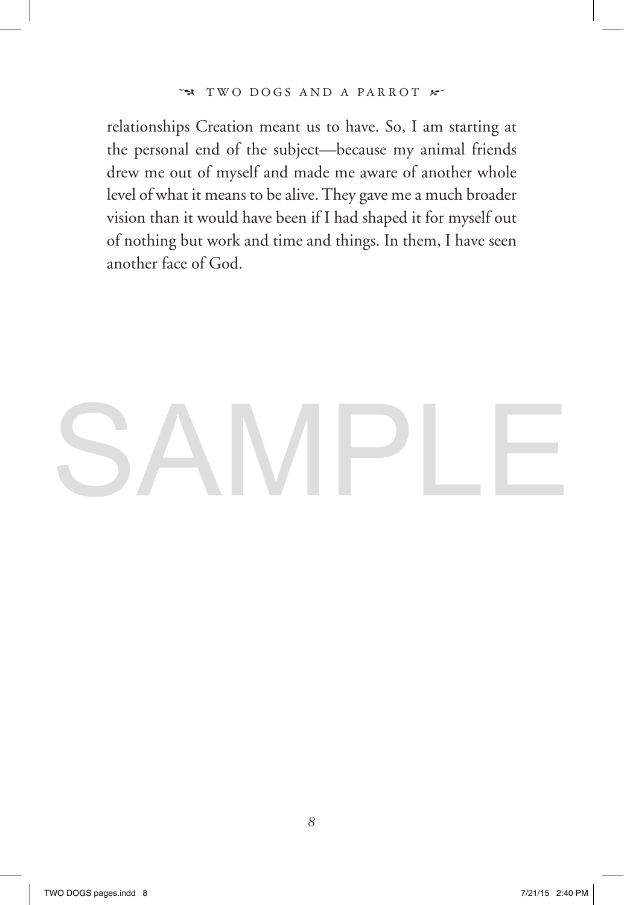relationships Creation meant us to have. So, I am starting at the personal end of the subject—because my animal friends drew me out of myself and made me aware of another whole level of what it means to be alive. They gave me a much broader vision than it would have been if I had shaped it for myself out of nothing but work and time and things. In them, I have seen another face of God.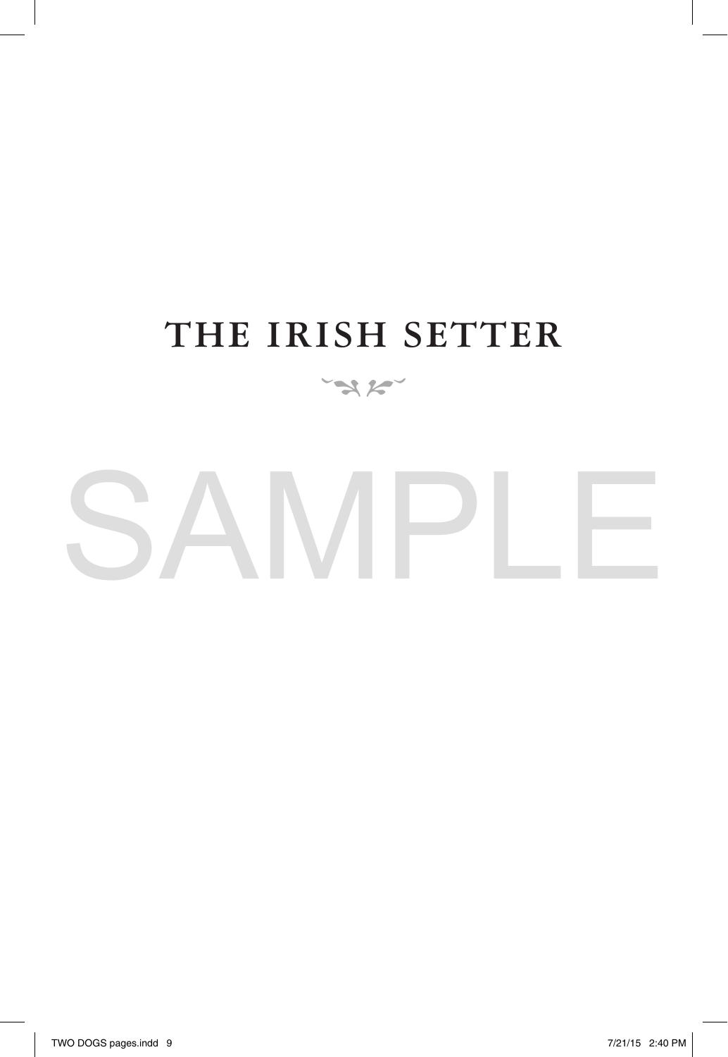# THE IRISH SETTER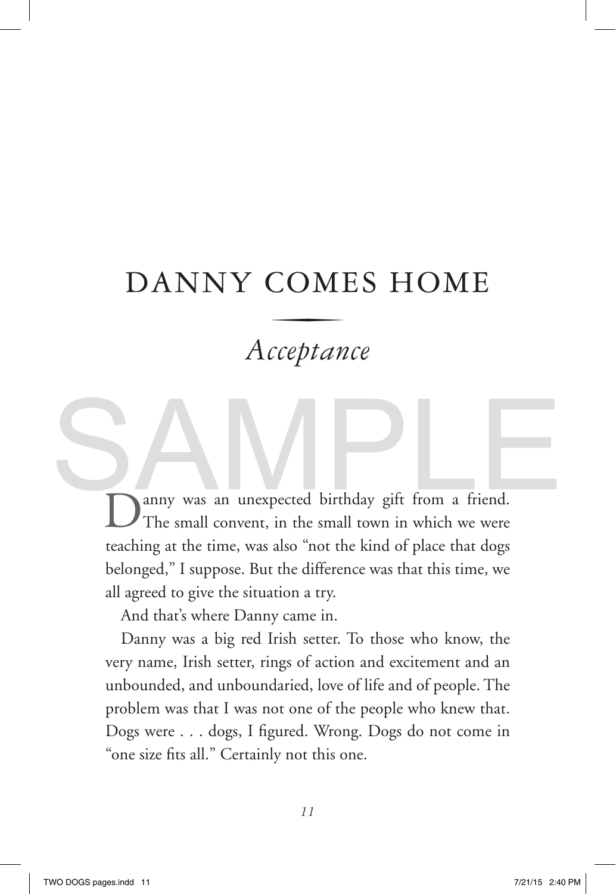# DANNY COMES HOME

## *Acceptance*

Danny was an unexpected birthday gift from a friend. The small convent, in the small town in which we were teaching at the time, was also "not the kind of place that dogs belonged," I suppose. But the difference was that this time, we all agreed to give the situation a try.

And that's where Danny came in.

Danny was a big red Irish setter. To those who know, the very name, Irish setter, rings of action and excitement and an unbounded, and unboundaried, love of life and of people. The problem was that I was not one of the people who knew that. Dogs were . . . dogs, I figured. Wrong. Dogs do not come in "one size fits all." Certainly not this one.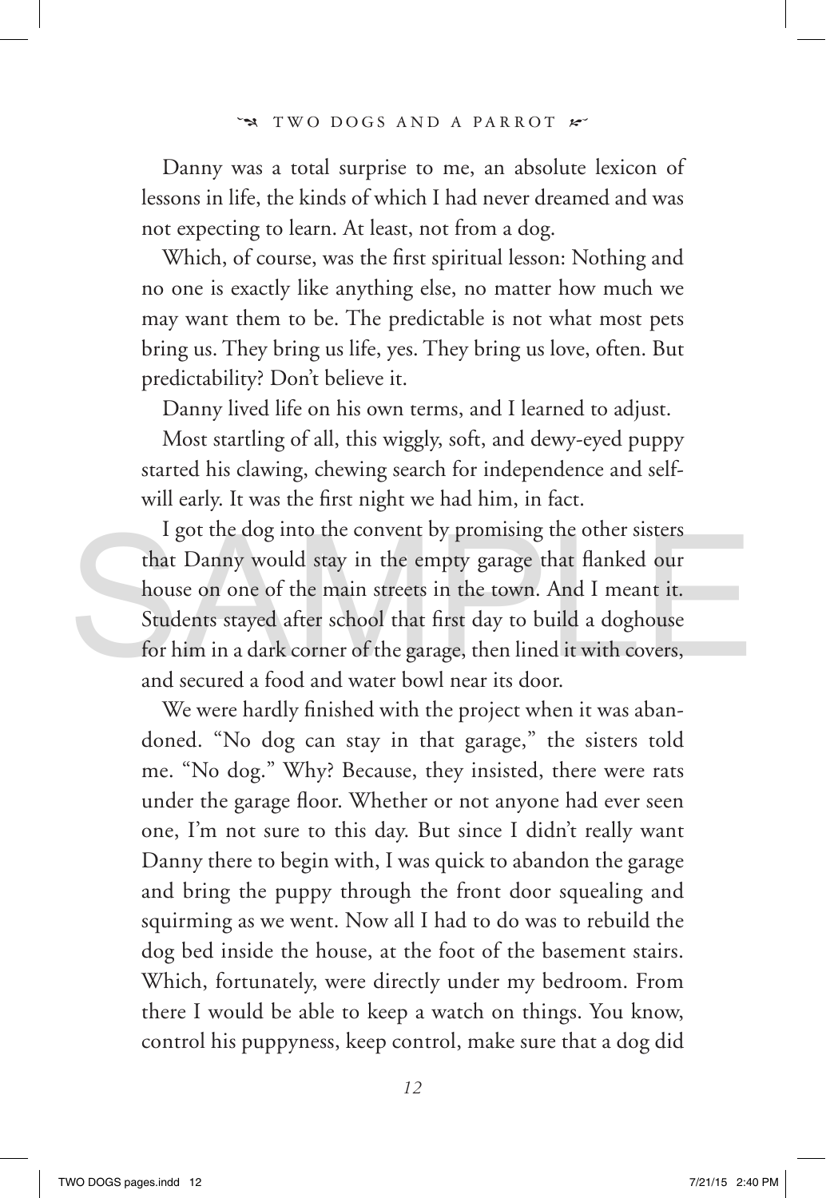Danny was a total surprise to me, an absolute lexicon of lessons in life, the kinds of which I had never dreamed and was not expecting to learn. At least, not from a dog.

Which, of course, was the first spiritual lesson: Nothing and no one is exactly like anything else, no matter how much we may want them to be. The predictable is not what most pets bring us. They bring us life, yes. They bring us love, often. But predictability? Don't believe it.

Danny lived life on his own terms, and I learned to adjust.

Most startling of all, this wiggly, soft, and dewy-eyed puppy started his clawing, chewing search for independence and self-will early. It was the first night we had him, in fact.

I got the dog into the convent by promising the other sisters that Danny would stay in the empty garage that flanked our house on one of the main streets in the town. And I meant it. Students stayed after school that first day to build a doghouse for him in a dark corner of the garage, then lined it with covers, and secured a food and water bowl near its door.

We were hardly finished with the project when it was abandoned. "No dog can stay in that garage," the sisters told me. "No dog." Why? Because, they insisted, there were rats under the garage floor. Whether or not anyone had ever seen one, I'm not sure to this day. But since I didn't really want Danny there to begin with, I was quick to abandon the garage and bring the puppy through the front door squealing and squirming as we went. Now all I had to do was to rebuild the dog bed inside the house, at the foot of the basement stairs. Which, fortunately, were directly under my bedroom. From there I would be able to keep a watch on things. You know, control his puppyness, keep control, make sure that a dog did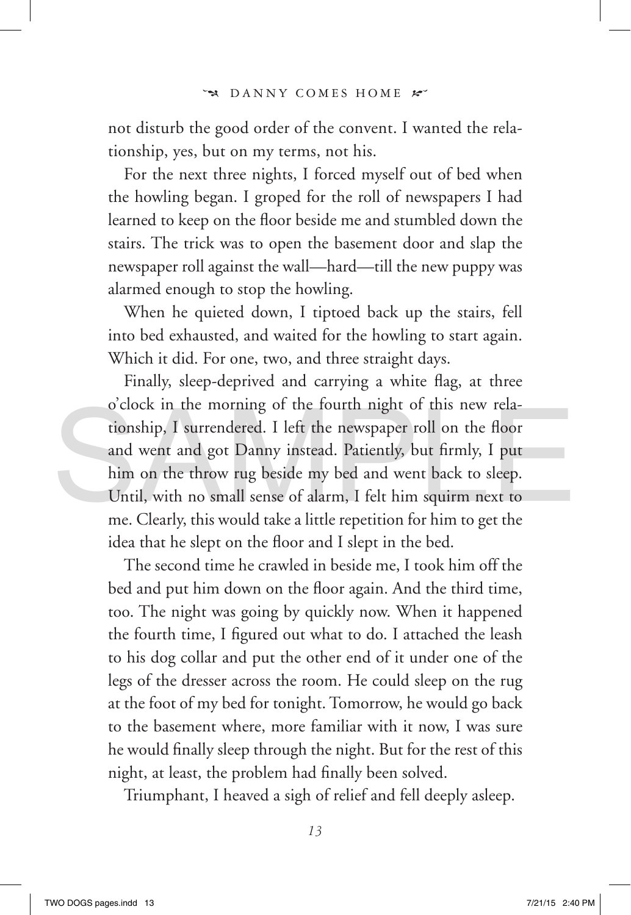not disturb the good order of the convent. I wanted the relationship, yes, but on my terms, not his.

For the next three nights, I forced myself out of bed when the howling began. I groped for the roll of newspapers I had learned to keep on the floor beside me and stumbled down the stairs. The trick was to open the basement door and slap the newspaper roll against the wall—hard—till the new puppy was alarmed enough to stop the howling.

When he quieted down, I tiptoed back up the stairs, fell into bed exhausted, and waited for the howling to start again. Which it did. For one, two, and three straight days.

Finally, sleep-deprived and carrying a white flag, at three o'clock in the morning of the fourth night of this new relationship, I surrendered. I left the newspaper roll on the floor and went and got Danny instead. Patiently, but firmly, I put him on the throw rug beside my bed and went back to sleep. Until, with no small sense of alarm, I felt him squirm next to me. Clearly, this would take a little repetition for him to get the idea that he slept on the floor and I slept in the bed.

The second time he crawled in beside me, I took him off the bed and put him down on the floor again. And the third time, too. The night was going by quickly now. When it happened the fourth time, I figured out what to do. I attached the leash to his dog collar and put the other end of it under one of the legs of the dresser across the room. He could sleep on the rug at the foot of my bed for tonight. Tomorrow, he would go back to the basement where, more familiar with it now, I was sure he would finally sleep through the night. But for the rest of this night, at least, the problem had finally been solved.

Triumphant, I heaved a sigh of relief and fell deeply asleep.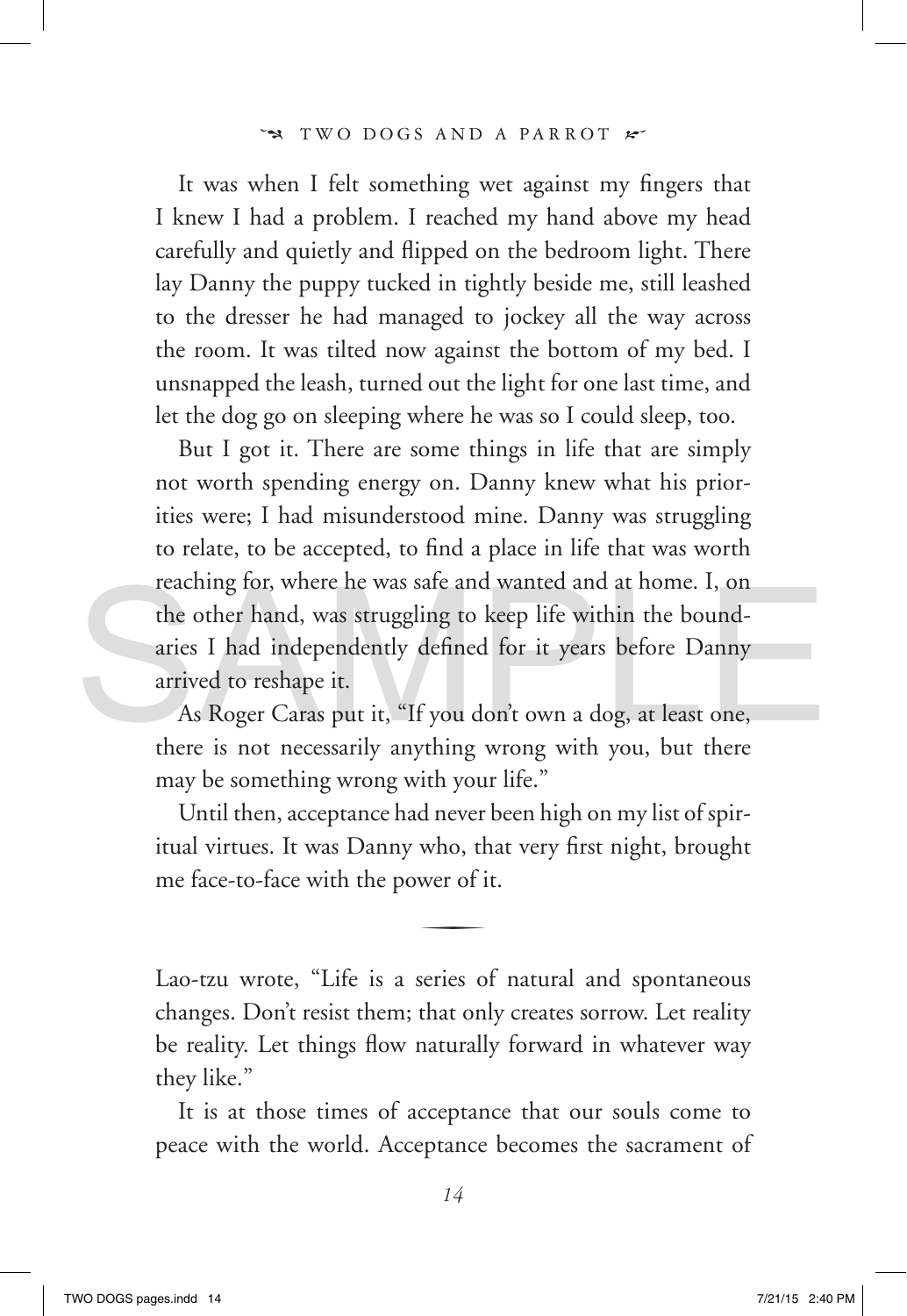It was when I felt something wet against my fingers that I knew I had a problem. I reached my hand above my head carefully and quietly and flipped on the bedroom light. There lay Danny the puppy tucked in tightly beside me, still leashed to the dresser he had managed to jockey all the way across the room. It was tilted now against the bottom of my bed. I unsnapped the leash, turned out the light for one last time, and let the dog go on sleeping where he was so I could sleep, too.

But I got it. There are some things in life that are simply not worth spending energy on. Danny knew what his priorities were; I had misunderstood mine. Danny was struggling to relate, to be accepted, to find a place in life that was worth reaching for, where he was safe and wanted and at home. I, on the other hand, was struggling to keep life within the boundaries I had independently defined for it years before Danny arrived to reshape it.

As Roger Caras put it, "If you don't own a dog, at least one, there is not necessarily anything wrong with you, but there may be something wrong with your life."

Until then, acceptance had never been high on my list of spiritual virtues. It was Danny who, that very first night, brought me face-to-face with the power of it.

---

Lao-tzu wrote, "Life is a series of natural and spontaneous changes. Don't resist them; that only creates sorrow. Let reality be reality. Let things flow naturally forward in whatever way they like."

It is at those times of acceptance that our souls come to peace with the world. Acceptance becomes the sacrament of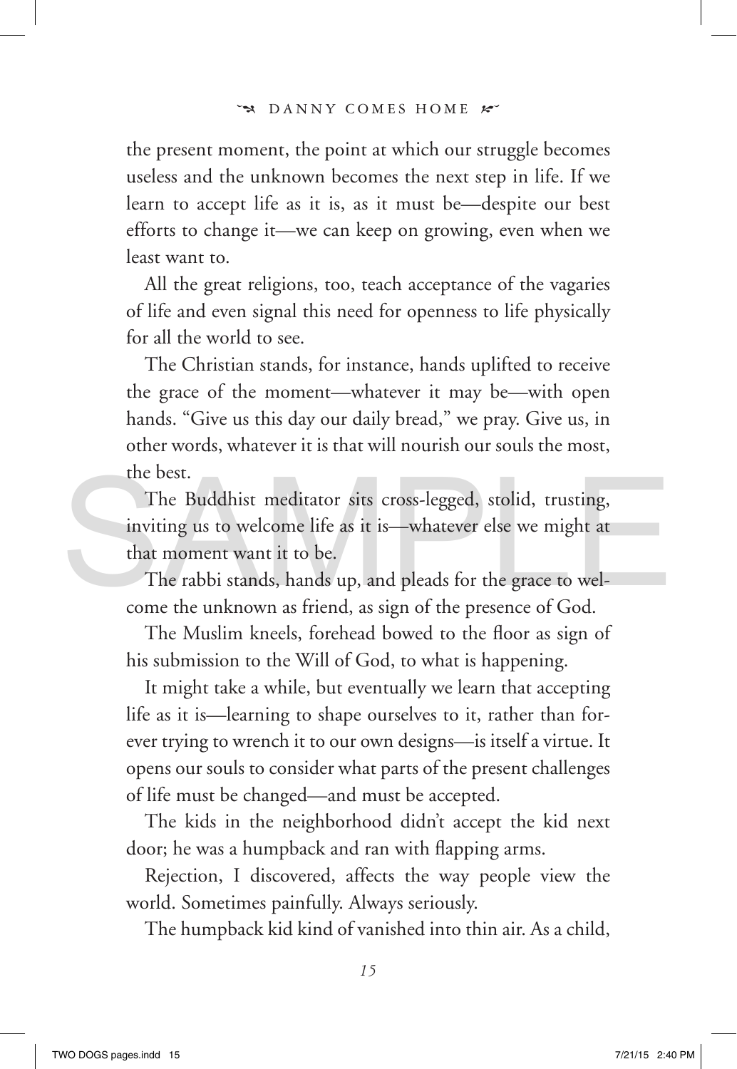the present moment, the point at which our struggle becomes useless and the unknown becomes the next step in life. If we learn to accept life as it is, as it must be—despite our best efforts to change it—we can keep on growing, even when we least want to.

All the great religions, too, teach acceptance of the vagaries of life and even signal this need for openness to life physically for all the world to see.

The Christian stands, for instance, hands uplifted to receive the grace of the moment—whatever it may be—with open hands. "Give us this day our daily bread," we pray. Give us, in other words, whatever it is that will nourish our souls the most, the best.

The Buddhist meditator sits cross-legged, stolid, trusting, inviting us to welcome life as it is—whatever else we might at that moment want it to be.

The rabbi stands, hands up, and pleads for the grace to welcome the unknown as friend, as sign of the presence of God.

The Muslim kneels, forehead bowed to the floor as sign of his submission to the Will of God, to what is happening.

It might take a while, but eventually we learn that accepting life as it is—learning to shape ourselves to it, rather than forever trying to wrench it to our own designs—is itself a virtue. It opens our souls to consider what parts of the present challenges of life must be changed—and must be accepted.

The kids in the neighborhood didn't accept the kid next door; he was a humpback and ran with flapping arms.

Rejection, I discovered, affects the way people view the world. Sometimes painfully. Always seriously.

The humpback kid kind of vanished into thin air. As a child,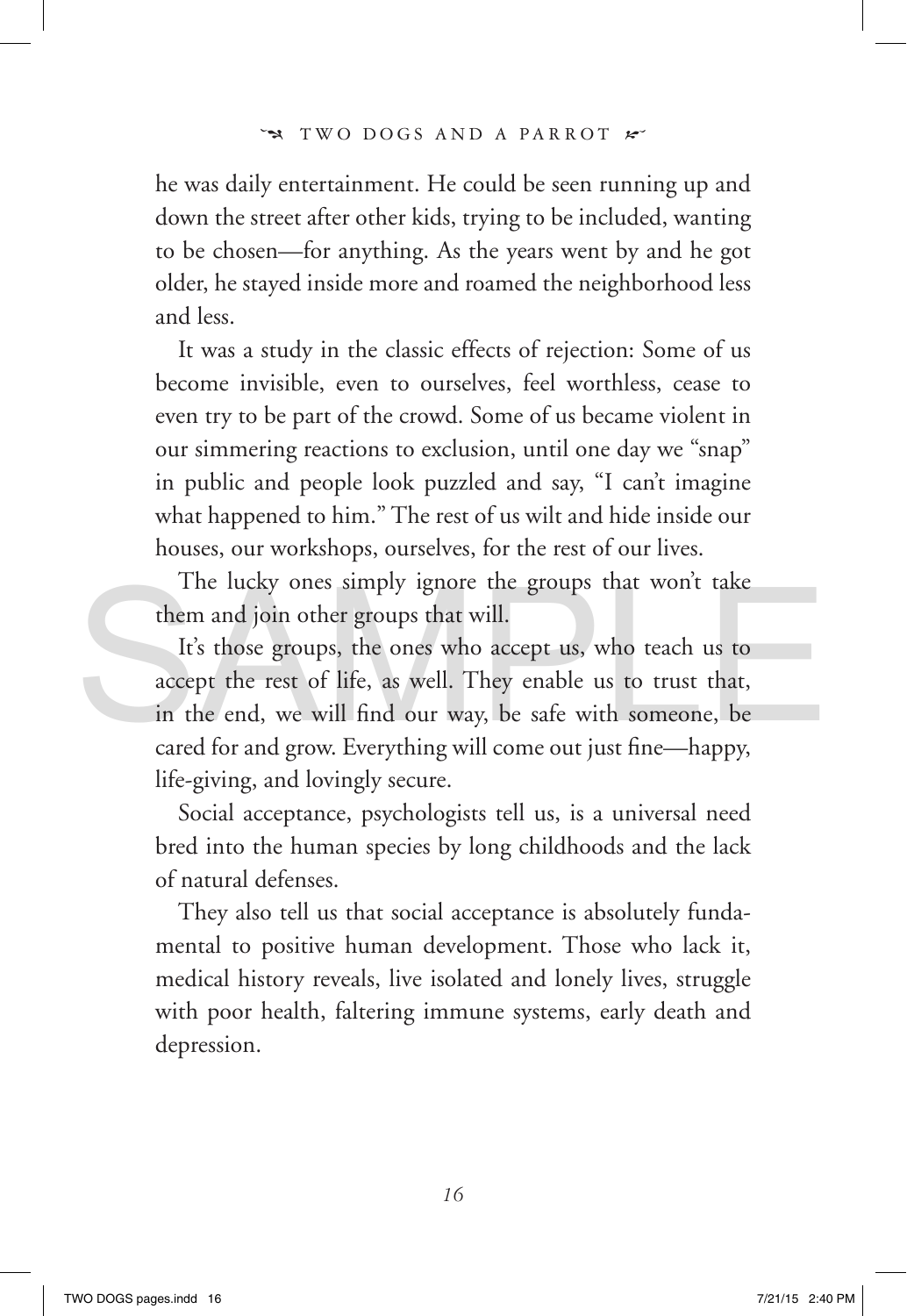he was daily entertainment. He could be seen running up and down the street after other kids, trying to be included, wanting to be chosen—for anything. As the years went by and he got older, he stayed inside more and roamed the neighborhood less and less.

It was a study in the classic effects of rejection: Some of us become invisible, even to ourselves, feel worthless, cease to even try to be part of the crowd. Some of us became violent in our simmering reactions to exclusion, until one day we "snap" in public and people look puzzled and say, "I can't imagine what happened to him." The rest of us wilt and hide inside our houses, our workshops, ourselves, for the rest of our lives.

The lucky ones simply ignore the groups that won't take them and join other groups that will.

It's those groups, the ones who accept us, who teach us to accept the rest of life, as well. They enable us to trust that, in the end, we will find our way, be safe with someone, be cared for and grow. Everything will come out just fine—happy, life-giving, and lovingly secure.

Social acceptance, psychologists tell us, is a universal need bred into the human species by long childhoods and the lack of natural defenses.

They also tell us that social acceptance is absolutely fundamental to positive human development. Those who lack it, medical history reveals, live isolated and lonely lives, struggle with poor health, faltering immune systems, early death and depression.